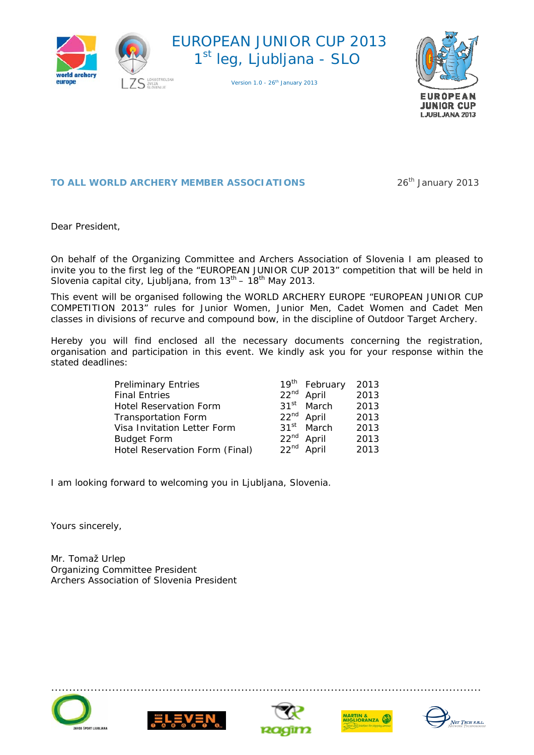# EUROPEAN JUNIOR CUP 2013
## 1st leg, Ljubljana - SLO

Version 1.0 - 26th January 2013

**TO ALL WORLD ARCHERY MEMBER ASSOCIATIONS**

26th January 2013

Dear President,

On behalf of the Organizing Committee and Archers Association of Slovenia I am pleased to invite you to the first leg of the "EUROPEAN JUNIOR CUP 2013" competition that will be held in Slovenia capital city, Ljubljana, from 13th – 18th May 2013.

This event will be organised following the WORLD ARCHERY EUROPE "EUROPEAN JUNIOR CUP COMPETITION 2013" rules for Junior Women, Junior Men, Cadet Women and Cadet Men classes in divisions of recurve and compound bow, in the discipline of Outdoor Target Archery.

Hereby you will find enclosed all the necessary documents concerning the registration, organisation and participation in this event. We kindly ask you for your response within the stated deadlines:

| | | | |
|---|---|---|---|
| Preliminary Entries | 19th | February | 2013 |
| Final Entries | 22nd | April | 2013 |
| Hotel Reservation Form | 31st | March | 2013 |
| Transportation Form | 22nd | April | 2013 |
| Visa Invitation Letter Form | 31st | March | 2013 |
| Budget Form | 22nd | April | 2013 |
| Hotel Reservation Form (Final) | 22nd | April | 2013 |

I am looking forward to welcoming you in Ljubljana, Slovenia.

Yours sincerely,

Mr. Tomaž Urlep
Organizing Committee President
Archers Association of Slovenia President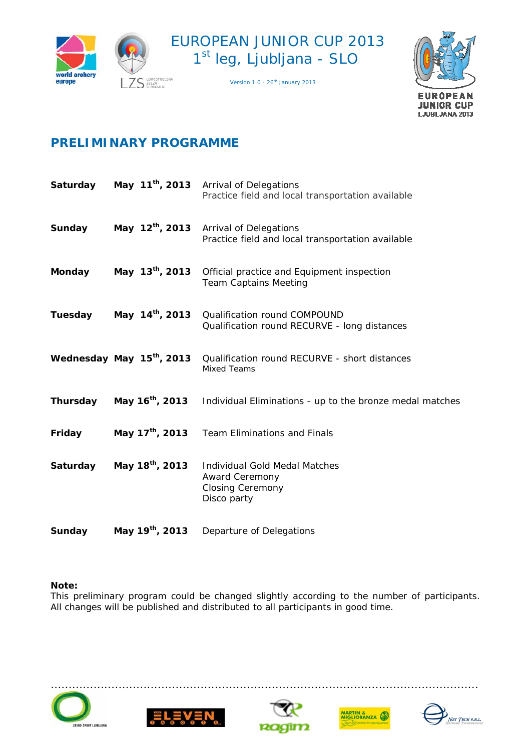# PRELIMINARY PROGRAMME

| | | |
|---|---|---|
| **Saturday** | **May 11th, 2013** | Arrival of Delegations<br>Practice field and local transportation available |
| **Sunday** | **May 12th, 2013** | Arrival of Delegations<br>Practice field and local transportation available |
| **Monday** | **May 13th, 2013** | Official practice and Equipment inspection<br>Team Captains Meeting |
| **Tuesday** | **May 14th, 2013** | Qualification round COMPOUND<br>Qualification round RECURVE - long distances |
| **Wednesday** | **May 15th, 2013** | Qualification round RECURVE - short distances<br>Mixed Teams |
| **Thursday** | **May 16th, 2013** | Individual Eliminations - up to the bronze medal matches |
| **Friday** | **May 17th, 2013** | Team Eliminations and Finals |
| **Saturday** | **May 18th, 2013** | Individual Gold Medal Matches<br>Award Ceremony<br>Closing Ceremony<br>Disco party |
| **Sunday** | **May 19th, 2013** | Departure of Delegations |

**Note:**
This preliminary program could be changed slightly according to the number of participants. All changes will be published and distributed to all participants in good time.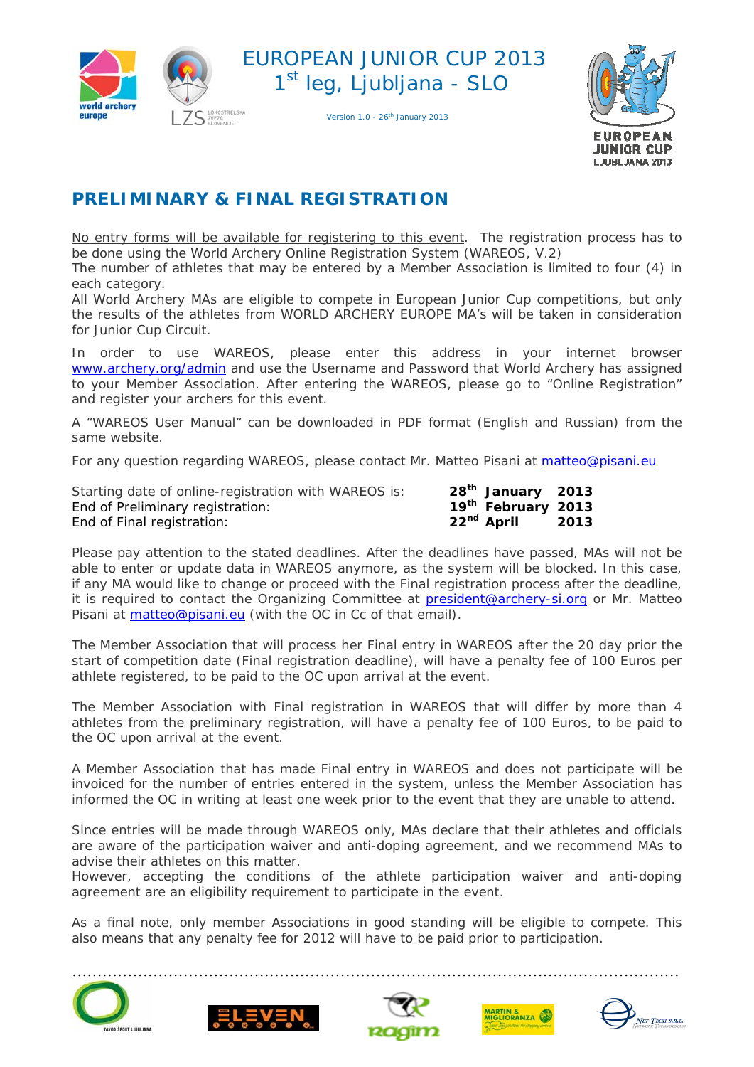## PRELIMINARY & FINAL REGISTRATION

No entry forms will be available for registering to this event. The registration process has to be done using the World Archery Online Registration System (WAREOS, V.2)
The number of athletes that may be entered by a Member Association is limited to four (4) in each category.
All World Archery MAs are eligible to compete in European Junior Cup competitions, but only the results of the athletes from WORLD ARCHERY EUROPE MA's will be taken in consideration for Junior Cup Circuit.

In order to use WAREOS, please enter this address in your internet browser www.archery.org/admin and use the Username and Password that World Archery has assigned to your Member Association. After entering the WAREOS, please go to "Online Registration" and register your archers for this event.

A "WAREOS User Manual" can be downloaded in PDF format (English and Russian) from the same website.

For any question regarding WAREOS, please contact Mr. Matteo Pisani at matteo@pisani.eu

| | |
|---|---|
| Starting date of online-registration with WAREOS is: | **28th January 2013** |
| End of Preliminary registration: | **19th February 2013** |
| End of Final registration: | **22nd April 2013** |

Please pay attention to the stated deadlines. After the deadlines have passed, MAs will not be able to enter or update data in WAREOS anymore, as the system will be blocked. In this case, if any MA would like to change or proceed with the Final registration process after the deadline, it is required to contact the Organizing Committee at president@archery-si.org or Mr. Matteo Pisani at matteo@pisani.eu (with the OC in Cc of that email).

The Member Association that will process her Final entry in WAREOS after the 20 day prior the start of competition date (Final registration deadline), will have a penalty fee of 100 Euros per athlete registered, to be paid to the OC upon arrival at the event.

The Member Association with Final registration in WAREOS that will differ by more than 4 athletes from the preliminary registration, will have a penalty fee of 100 Euros, to be paid to the OC upon arrival at the event.

A Member Association that has made Final entry in WAREOS and does not participate will be invoiced for the number of entries entered in the system, unless the Member Association has informed the OC in writing at least one week prior to the event that they are unable to attend.

Since entries will be made through WAREOS only, MAs declare that their athletes and officials are aware of the participation waiver and anti-doping agreement, and we recommend MAs to advise their athletes on this matter.
However, accepting the conditions of the athlete participation waiver and anti-doping agreement are an eligibility requirement to participate in the event.

As a final note, only member Associations in good standing will be eligible to compete. This also means that any penalty fee for 2012 will have to be paid prior to participation.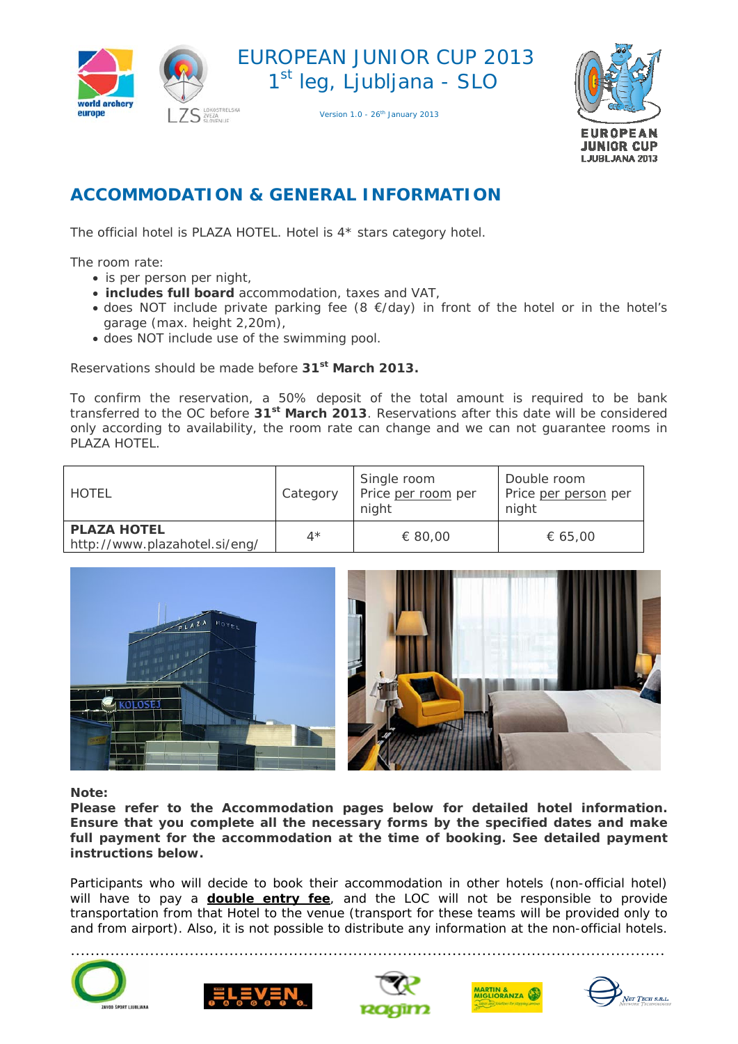# EUROPEAN JUNIOR CUP 2013
## 1st leg, Ljubljana - SLO

Version 1.0 - 26th January 2013

## ACCOMMODATION & GENERAL INFORMATION

The official hotel is PLAZA HOTEL. Hotel is 4* stars category hotel.

The room rate:

- is per person per night,
- **includes full board** accommodation, taxes and VAT,
- does NOT include private parking fee (8 €/day) in front of the hotel or in the hotel's garage (max. height 2,20m),
- does NOT include use of the swimming pool.

Reservations should be made before **31st March 2013.**

To confirm the reservation, a 50% deposit of the total amount is required to be bank transferred to the OC before **31st March 2013**. Reservations after this date will be considered only according to availability, the room rate can change and we can not guarantee rooms in PLAZA HOTEL.

| HOTEL | Category | Single room Price per room per night | Double room Price per person per night |
|---|---|---|---|
| **PLAZA HOTEL** http://www.plazahotel.si/eng/ | 4* | € 80,00 | € 65,00 |

**Note:**
**Please refer to the Accommodation pages below for detailed hotel information. Ensure that you complete all the necessary forms by the specified dates and make full payment for the accommodation at the time of booking. See detailed payment instructions below.**

Participants who will decide to book their accommodation in other hotels (non-official hotel) will have to pay a **double entry fee**, and the LOC will not be responsible to provide transportation from that Hotel to the venue (transport for these teams will be provided only to and from airport). Also, it is not possible to distribute any information at the non-official hotels.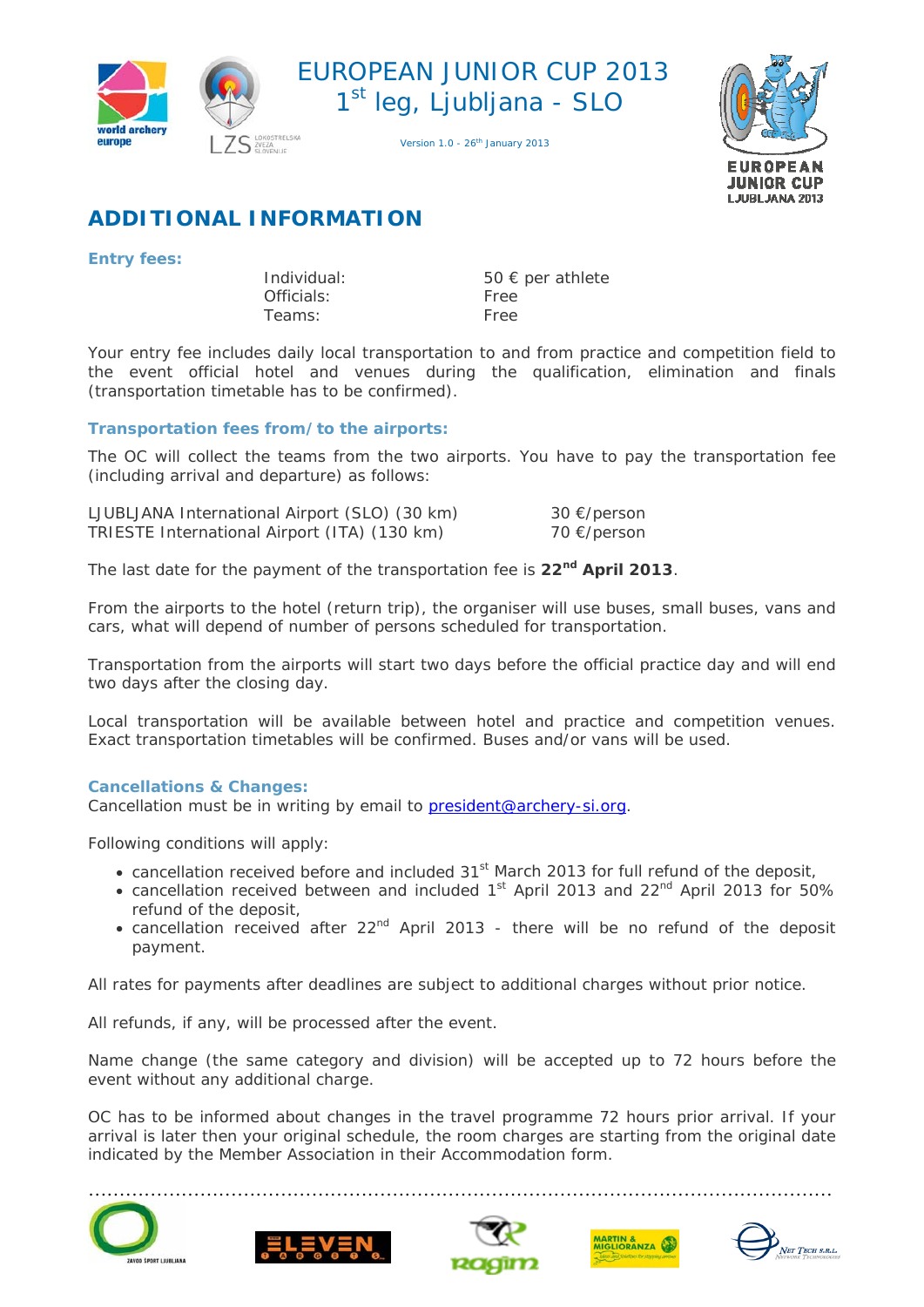# ADDITIONAL INFORMATION

**Entry fees:**

| | |
|---|---|
| Individual: | 50 € per athlete |
| Officials: | Free |
| Teams: | Free |

Your entry fee includes daily local transportation to and from practice and competition field to the event official hotel and venues during the qualification, elimination and finals (transportation timetable has to be confirmed).

**Transportation fees from/to the airports:**

The OC will collect the teams from the two airports. You have to pay the transportation fee (including arrival and departure) as follows:

| | |
|---|---|
| LJUBLJANA International Airport (SLO) (30 km) | 30 €/person |
| TRIESTE International Airport (ITA) (130 km) | 70 €/person |

The last date for the payment of the transportation fee is **22nd April 2013**.

From the airports to the hotel (return trip), the organiser will use buses, small buses, vans and cars, what will depend of number of persons scheduled for transportation.

Transportation from the airports will start two days before the official practice day and will end two days after the closing day.

Local transportation will be available between hotel and practice and competition venues. Exact transportation timetables will be confirmed. Buses and/or vans will be used.

**Cancellations & Changes:**

Cancellation must be in writing by email to president@archery-si.org.

Following conditions will apply:

- cancellation received before and included 31st March 2013 for full refund of the deposit,
- cancellation received between and included 1st April 2013 and 22nd April 2013 for 50% refund of the deposit,
- cancellation received after 22nd April 2013 - there will be no refund of the deposit payment.

All rates for payments after deadlines are subject to additional charges without prior notice.

All refunds, if any, will be processed after the event.

Name change (the same category and division) will be accepted up to 72 hours before the event without any additional charge.

OC has to be informed about changes in the travel programme 72 hours prior arrival. If your arrival is later then your original schedule, the room charges are starting from the original date indicated by the Member Association in their Accommodation form.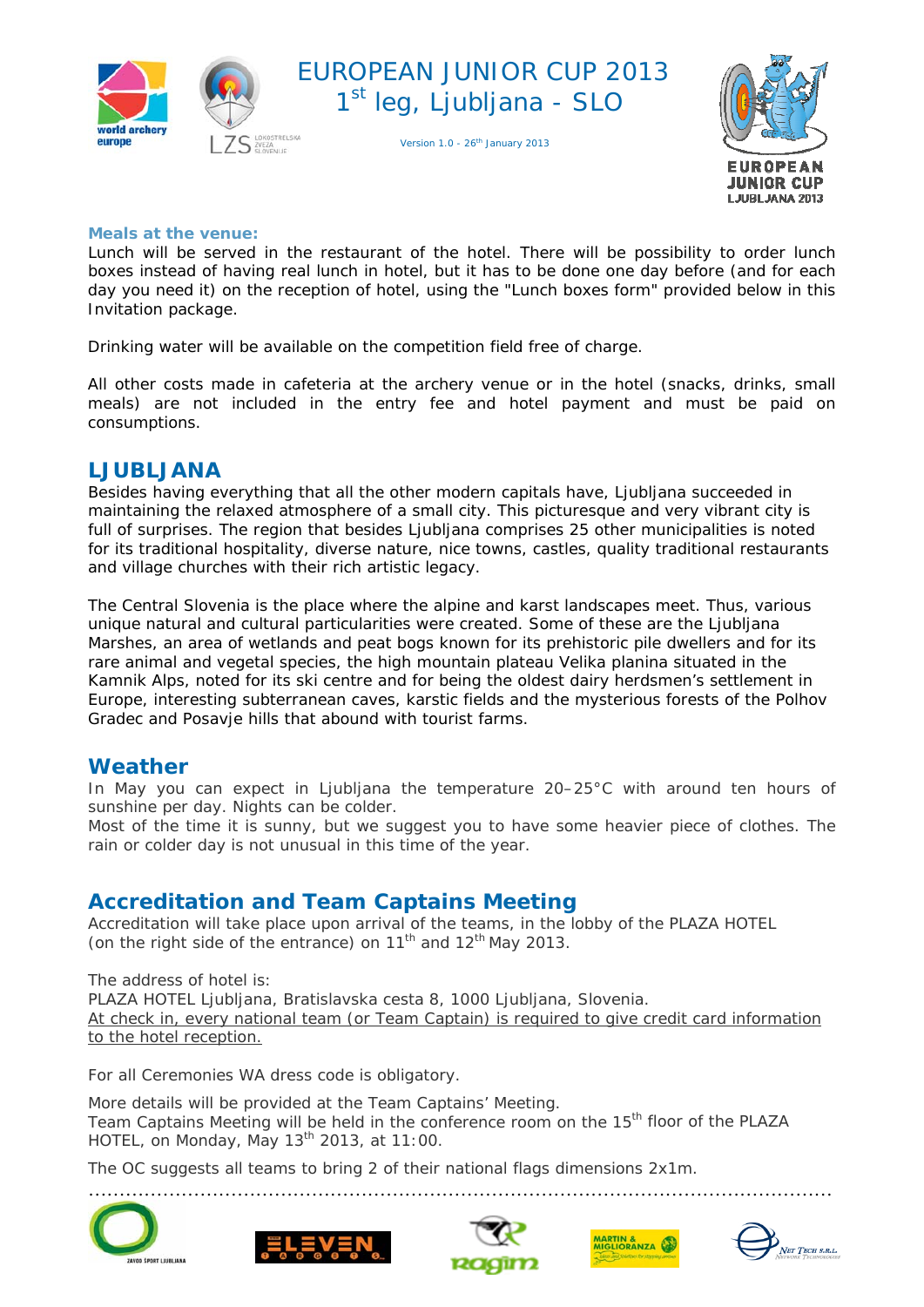**Meals at the venue:**

Lunch will be served in the restaurant of the hotel. There will be possibility to order lunch boxes instead of having real lunch in hotel, but it has to be done one day before (and for each day you need it) on the reception of hotel, using the "Lunch boxes form" provided below in this Invitation package.

Drinking water will be available on the competition field free of charge.

All other costs made in cafeteria at the archery venue or in the hotel (snacks, drinks, small meals) are not included in the entry fee and hotel payment and must be paid on consumptions.

## LJUBLJANA

Besides having everything that all the other modern capitals have, Ljubljana succeeded in maintaining the relaxed atmosphere of a small city. This picturesque and very vibrant city is full of surprises. The region that besides Ljubljana comprises 25 other municipalities is noted for its traditional hospitality, diverse nature, nice towns, castles, quality traditional restaurants and village churches with their rich artistic legacy.

The Central Slovenia is the place where the alpine and karst landscapes meet. Thus, various unique natural and cultural particularities were created. Some of these are the Ljubljana Marshes, an area of wetlands and peat bogs known for its prehistoric pile dwellers and for its rare animal and vegetal species, the high mountain plateau Velika planina situated in the Kamnik Alps, noted for its ski centre and for being the oldest dairy herdsmen's settlement in Europe, interesting subterranean caves, karstic fields and the mysterious forests of the Polhov Gradec and Posavje hills that abound with tourist farms.

## Weather

In May you can expect in Ljubljana the temperature 20–25°C with around ten hours of sunshine per day. Nights can be colder.
Most of the time it is sunny, but we suggest you to have some heavier piece of clothes. The rain or colder day is not unusual in this time of the year.

## Accreditation and Team Captains Meeting

Accreditation will take place upon arrival of the teams, in the lobby of the PLAZA HOTEL (on the right side of the entrance) on 11th and 12th May 2013.

The address of hotel is:
PLAZA HOTEL Ljubljana, Bratislavska cesta 8, 1000 Ljubljana, Slovenia.
At check in, every national team (or Team Captain) is required to give credit card information to the hotel reception.

For all Ceremonies WA dress code is obligatory.

More details will be provided at the Team Captains' Meeting.
Team Captains Meeting will be held in the conference room on the 15th floor of the PLAZA HOTEL, on Monday, May 13th 2013, at 11:00.

The OC suggests all teams to bring 2 of their national flags dimensions 2x1m.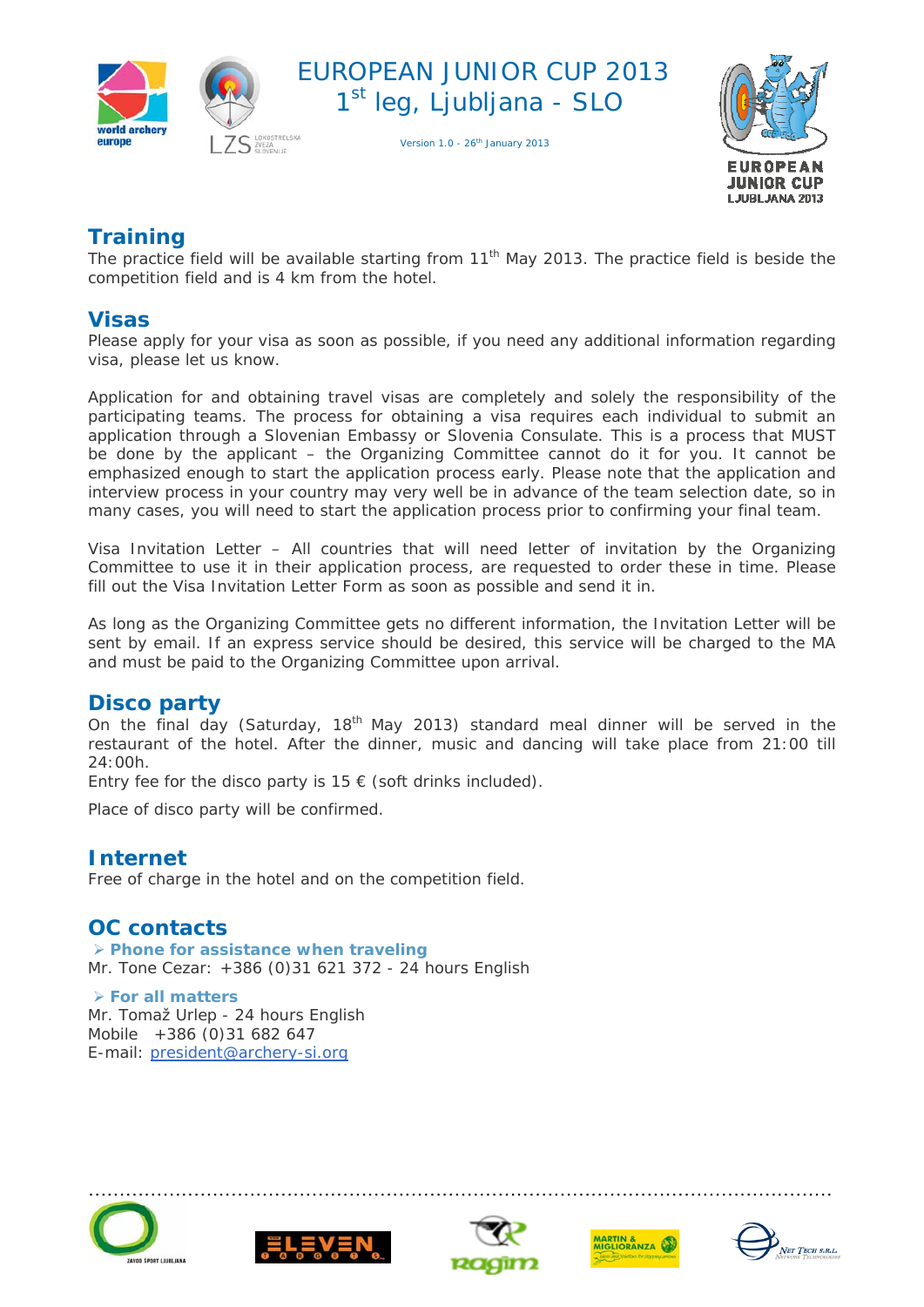## Training

The practice field will be available starting from 11th May 2013. The practice field is beside the competition field and is 4 km from the hotel.

## Visas

Please apply for your visa as soon as possible, if you need any additional information regarding visa, please let us know.

Application for and obtaining travel visas are completely and solely the responsibility of the participating teams. The process for obtaining a visa requires each individual to submit an application through a Slovenian Embassy or Slovenia Consulate. This is a process that MUST be done by the applicant – the Organizing Committee cannot do it for you. It cannot be emphasized enough to start the application process early. Please note that the application and interview process in your country may very well be in advance of the team selection date, so in many cases, you will need to start the application process prior to confirming your final team.

Visa Invitation Letter – All countries that will need letter of invitation by the Organizing Committee to use it in their application process, are requested to order these in time. Please fill out the Visa Invitation Letter Form as soon as possible and send it in.

As long as the Organizing Committee gets no different information, the Invitation Letter will be sent by email. If an express service should be desired, this service will be charged to the MA and must be paid to the Organizing Committee upon arrival.

## Disco party

On the final day (Saturday, 18th May 2013) standard meal dinner will be served in the restaurant of the hotel. After the dinner, music and dancing will take place from 21:00 till 24:00h.

Entry fee for the disco party is 15 € (soft drinks included).

Place of disco party will be confirmed.

## Internet

Free of charge in the hotel and on the competition field.

## OC contacts

- **Phone for assistance when traveling**

Mr. Tone Cezar: +386 (0)31 621 372 - 24 hours English

- **For all matters**

Mr. Tomaž Urlep - 24 hours English
Mobile +386 (0)31 682 647
E-mail: president@archery-si.org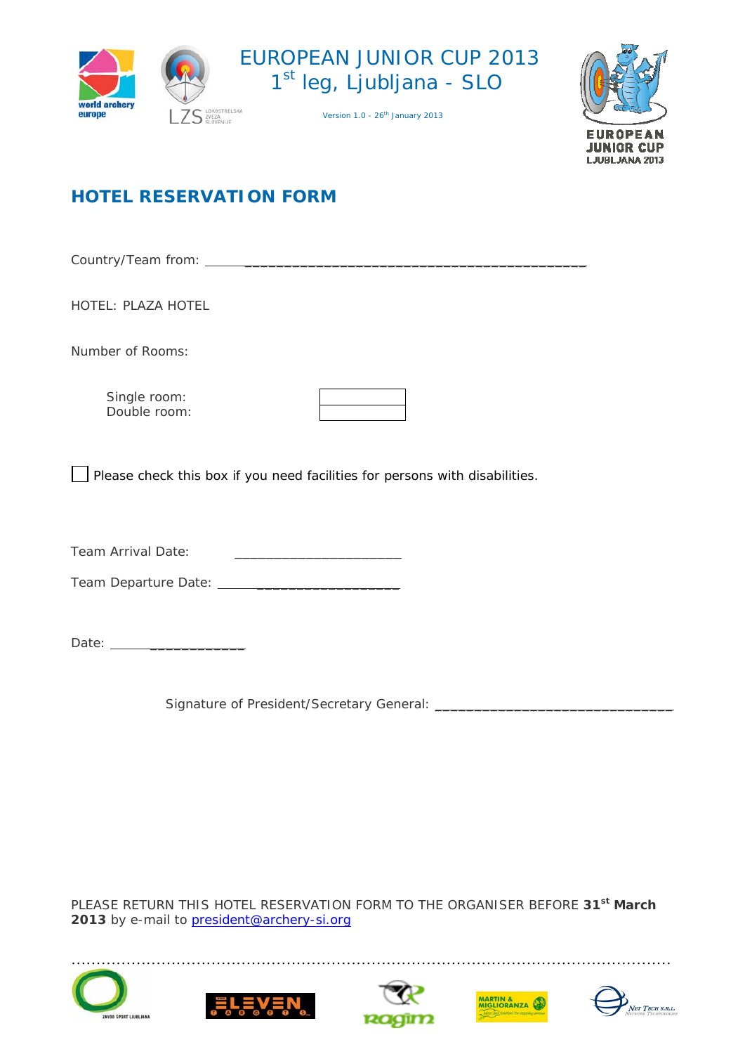# EUROPEAN JUNIOR CUP 2013
## 1st leg, Ljubljana - SLO

Version 1.0 - 26th January 2013

## HOTEL RESERVATION FORM

Country/Team from: ___________________________________________________

HOTEL: PLAZA HOTEL

Number of Rooms:

| | |
|---|---|
| Single room: | |
| Double room: | |

☐ Please check this box if you need facilities for persons with disabilities.

Team Arrival Date: ________________________

Team Departure Date: __________________________

Date: ___________________

Signature of President/Secretary General: ________________________________

PLEASE RETURN THIS HOTEL RESERVATION FORM TO THE ORGANISER BEFORE **31st March 2013** by e-mail to president@archery-si.org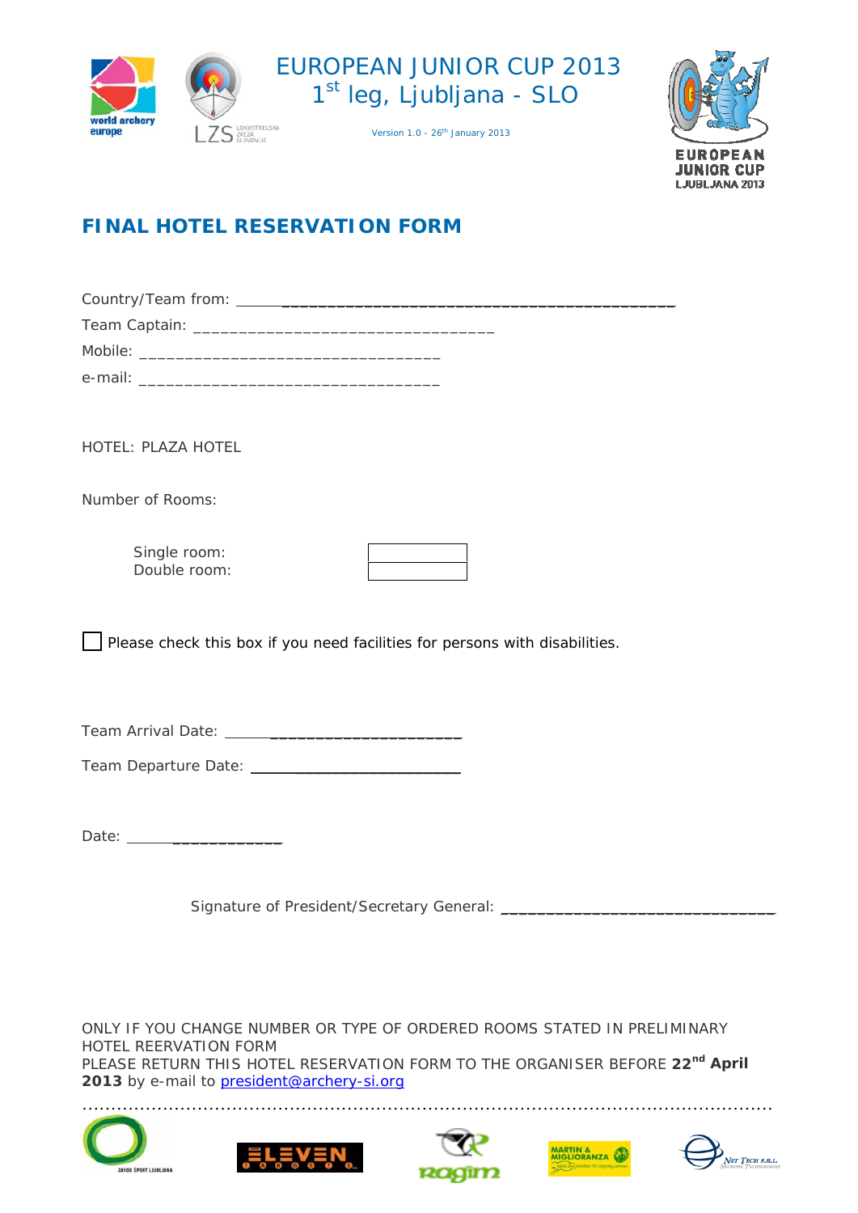EUROPEAN JUNIOR CUP 2013
1st leg, Ljubljana - SLO

Version 1.0 - 26th January 2013

# FINAL HOTEL RESERVATION FORM

Country/Team from: ______________________________________________

Team Captain: _________________________________

Mobile: _________________________________

e-mail: _________________________________

HOTEL: PLAZA HOTEL

Number of Rooms:

| Single room: | |
|---|---|
| Double room: | |

☐ Please check this box if you need facilities for persons with disabilities.

Team Arrival Date: ______________________

Team Departure Date: ______________________

Date: ____________

Signature of President/Secretary General: ______________________________

ONLY IF YOU CHANGE NUMBER OR TYPE OF ORDERED ROOMS STATED IN PRELIMINARY HOTEL REERVATION FORM
PLEASE RETURN THIS HOTEL RESERVATION FORM TO THE ORGANISER BEFORE **22nd April 2013** by e-mail to president@archery-si.org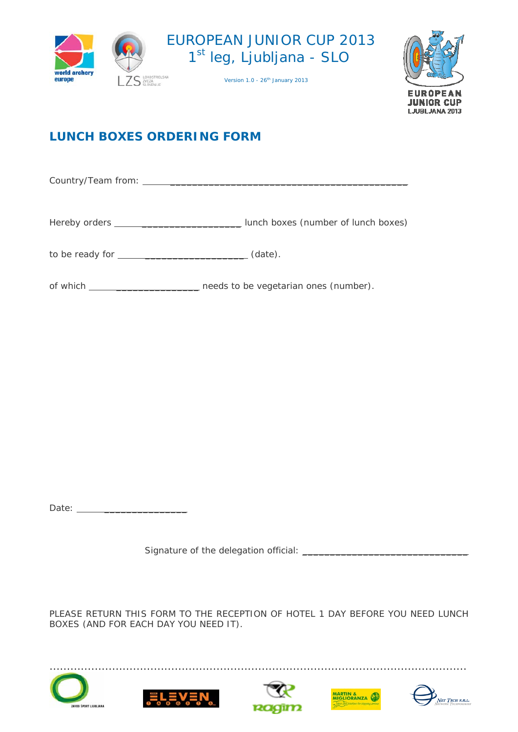EUROPEAN JUNIOR CUP 2013
1st leg, Ljubljana - SLO

Version 1.0 - 26th January 2013

## LUNCH BOXES ORDERING FORM

Country/Team from: ______________________________________________

Hereby orders ____________________ lunch boxes (number of lunch boxes)

to be ready for ____________________ (date).

of which ________________ needs to be vegetarian ones (number).

Date: ________________

Signature of the delegation official: ______________________________

PLEASE RETURN THIS FORM TO THE RECEPTION OF HOTEL 1 DAY BEFORE YOU NEED LUNCH BOXES (AND FOR EACH DAY YOU NEED IT).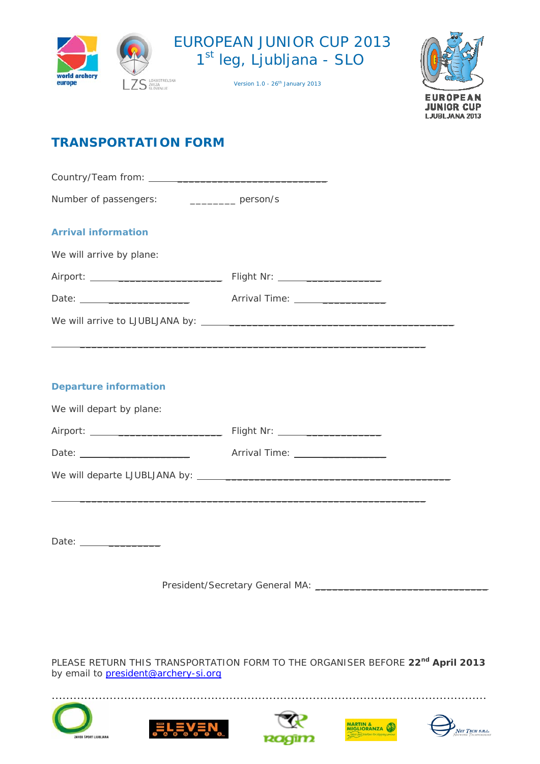EUROPEAN JUNIOR CUP 2013

1st leg, Ljubljana - SLO

Version 1.0 - 26th January 2013

# TRANSPORTATION FORM

Country/Team from: ___________________________________

Number of passengers: ________ person/s

## Arrival information

We will arrive by plane:

Airport: ___________________________ Flight Nr: ____________________

Date: ______________________ Arrival Time: __________________

We will arrive to LJUBLJANA by: _____________________________________________________

_____________________________________________________________________________

## Departure information

We will depart by plane:

Airport: ___________________________ Flight Nr: ____________________

Date: ______________________ Arrival Time: __________________

We will departe LJUBLJANA by: _____________________________________________________

_____________________________________________________________________________

Date: ________________

President/Secretary General MA: _______________________________

PLEASE RETURN THIS TRANSPORTATION FORM TO THE ORGANISER BEFORE **22nd April 2013** by email to president@archery-si.org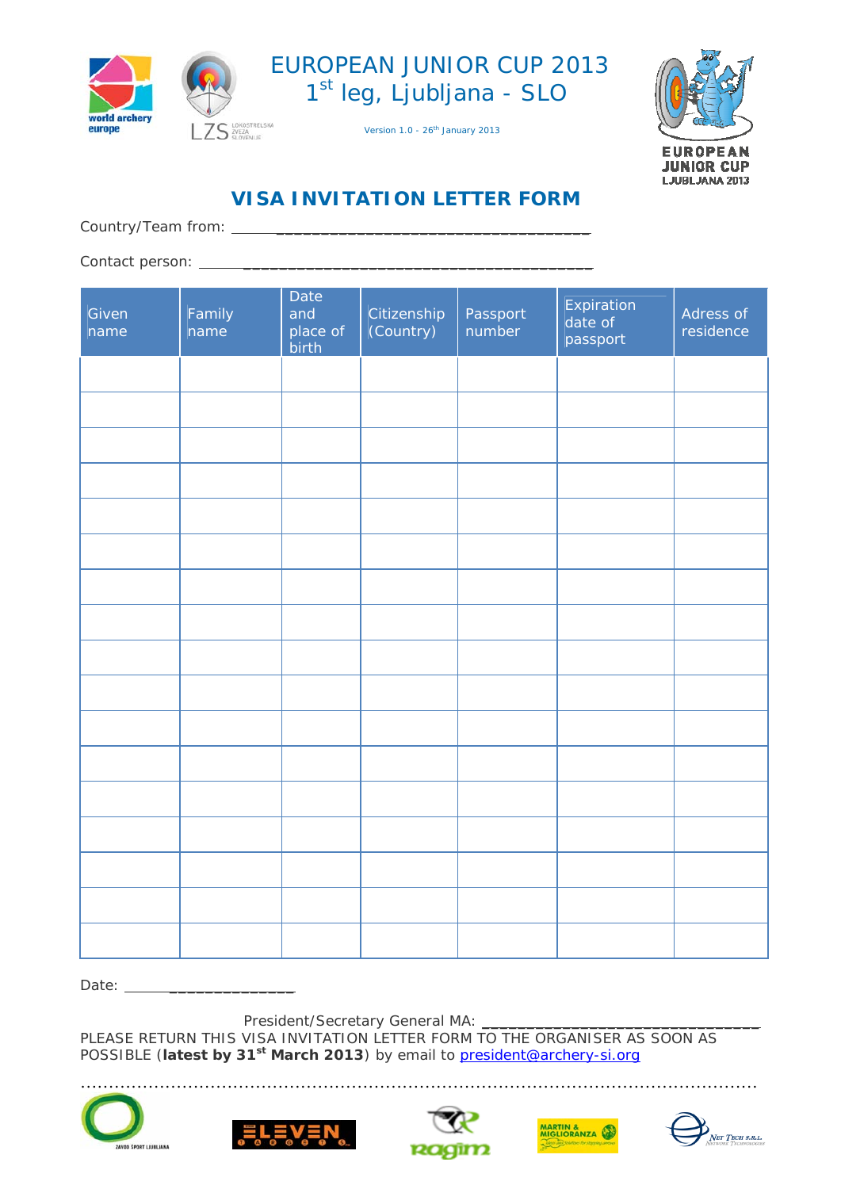# EUROPEAN JUNIOR CUP 2013
## 1st leg, Ljubljana - SLO

Version 1.0 - 26th January 2013

## VISA INVITATION LETTER FORM

Country/Team from: ______________________________________

Contact person: ______________________________________

| Given name | Family name | Date and place of birth | Citizenship (Country) | Passport number | Expiration date of passport | Adress of residence |
|---|---|---|---|---|---|---|
| | | | | | | |
| | | | | | | |
| | | | | | | |
| | | | | | | |
| | | | | | | |
| | | | | | | |
| | | | | | | |
| | | | | | | |
| | | | | | | |
| | | | | | | |
| | | | | | | |
| | | | | | | |
| | | | | | | |
| | | | | | | |
| | | | | | | |
| | | | | | | |
| | | | | | | |

Date: ______________

President/Secretary General MA: ______________________________

PLEASE RETURN THIS VISA INVITATION LETTER FORM TO THE ORGANISER AS SOON AS POSSIBLE (**latest by 31st March 2013**) by email to president@archery-si.org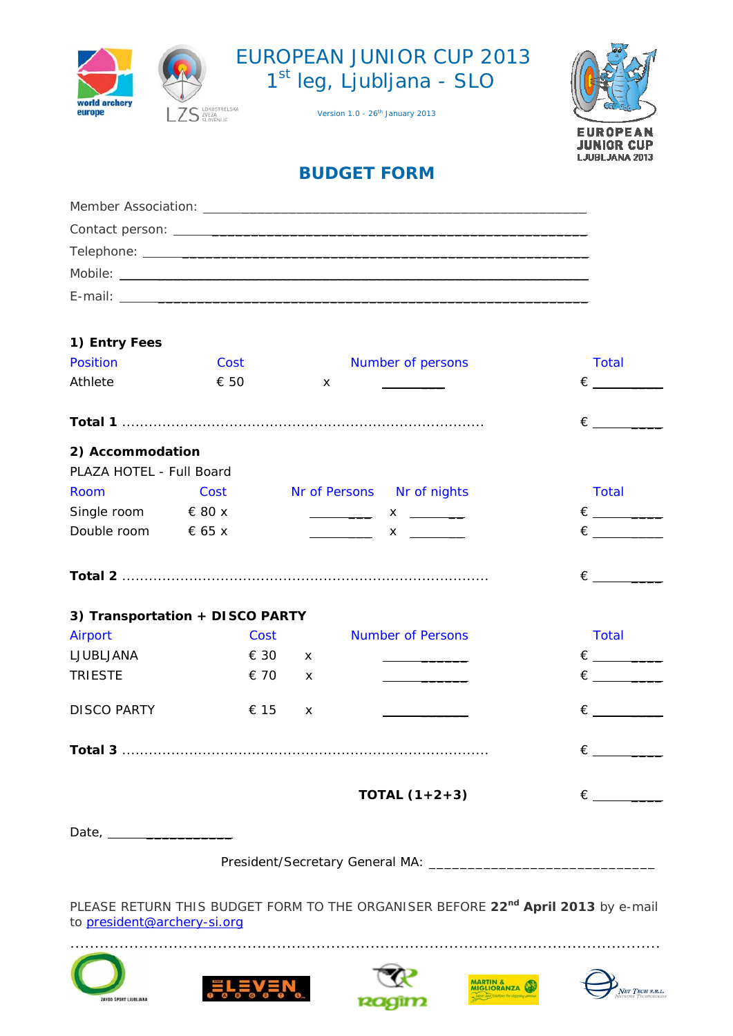# EUROPEAN JUNIOR CUP 2013
## 1st leg, Ljubljana - SLO

Version 1.0 - 26th January 2013

## BUDGET FORM

Member Association: ____________________________________________

Contact person: ____________________________________________

Telephone: ____________________________________________

Mobile: ____________________________________________

E-mail: ____________________________________________

### 1) Entry Fees

| Position | Cost | | Number of persons | Total |
|---|---|---|---|---|
| Athlete | € 50 | x | ________ | € ________ |

**Total 1** ................................................................................ € ________

### 2) Accommodation

PLAZA HOTEL - Full Board

| Room | Cost | Nr of Persons | | Nr of nights | Total |
|---|---|---|---|---|---|
| Single room | € 80 x | ________ | x | ________ | € ________ |
| Double room | € 65 x | ________ | x | ________ | € ________ |

**Total 2** ................................................................................ € ________

### 3) Transportation + DISCO PARTY

| Airport | Cost | | Number of Persons | Total |
|---|---|---|---|---|
| LJUBLJANA | € 30 | x | ________ | € ________ |
| TRIESTE | € 70 | x | ________ | € ________ |
| DISCO PARTY | € 15 | x | ________ | € ________ |

**Total 3** ................................................................................ € ________

**TOTAL (1+2+3)** € ________

Date, ____________

President/Secretary General MA: ____________________________

PLEASE RETURN THIS BUDGET FORM TO THE ORGANISER BEFORE **22nd April 2013** by e-mail to president@archery-si.org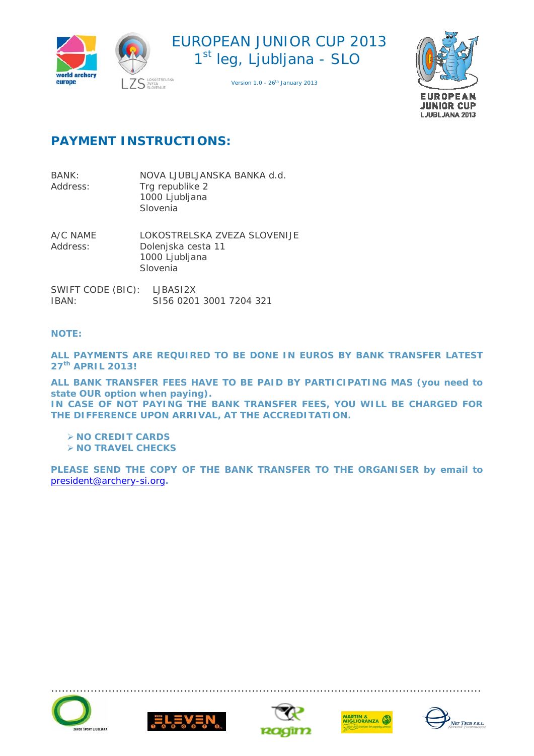EUROPEAN JUNIOR CUP 2013
1st leg, Ljubljana - SLO

Version 1.0 - 26th January 2013

## PAYMENT INSTRUCTIONS:

| | |
|---|---|
| BANK: | NOVA LJUBLJANSKA BANKA d.d. |
| Address: | Trg republike 2<br>1000 Ljubljana<br>Slovenia |
| A/C NAME | LOKOSTRELSKA ZVEZA SLOVENIJE |
| Address: | Dolenjska cesta 11<br>1000 Ljubljana<br>Slovenia |
| SWIFT CODE (BIC): | LJBASI2X |
| IBAN: | SI56 0201 3001 7204 321 |

**NOTE:**

**ALL PAYMENTS ARE REQUIRED TO BE DONE IN EUROS BY BANK TRANSFER LATEST 27th APRIL 2013!**

**ALL BANK TRANSFER FEES HAVE TO BE PAID BY PARTICIPATING MAS (you need to state OUR option when paying).**
**IN CASE OF NOT PAYING THE BANK TRANSFER FEES, YOU WILL BE CHARGED FOR THE DIFFERENCE UPON ARRIVAL, AT THE ACCREDITATION.**

- **NO CREDIT CARDS**
- **NO TRAVEL CHECKS**

**PLEASE SEND THE COPY OF THE BANK TRANSFER TO THE ORGANISER by email to** president@archery-si.org.